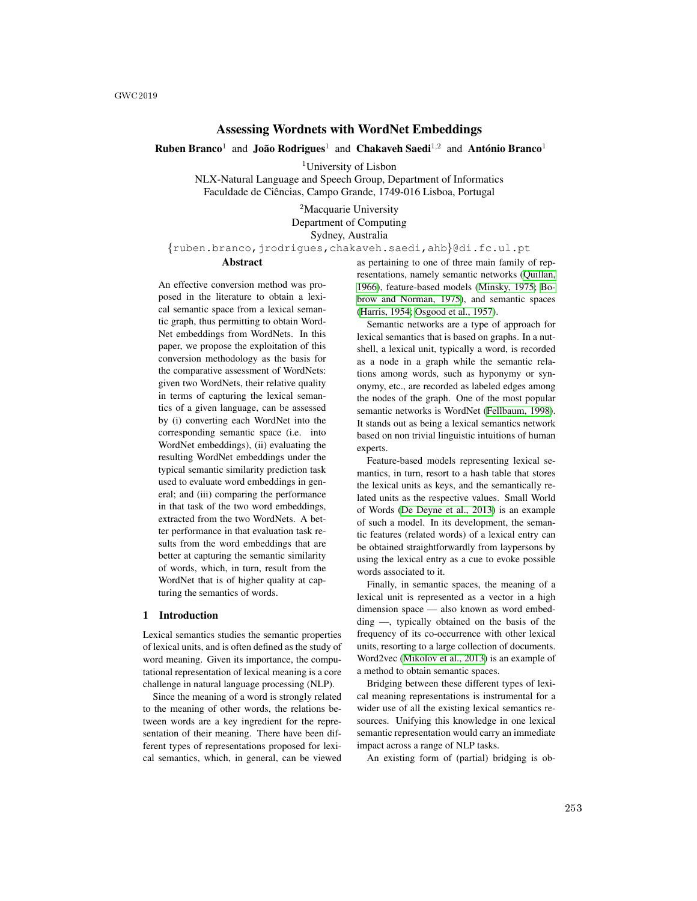# Assessing Wordnets with WordNet Embeddings

**Ruben Branco**[1] and **João Rodrigues**[1] and **Chakaveh Saedi**[1,2] and **António Branco**[1]

[1]University of Lisbon
NLX-Natural Language and Speech Group, Department of Informatics
Faculdade de Ciências, Campo Grande, 1749-016 Lisboa, Portugal

[2]Macquarie University
Department of Computing
Sydney, Australia

{ruben.branco,jrodrigues,chakaveh.saedi,ahb}@di.fc.ul.pt

## Abstract

An effective conversion method was proposed in the literature to obtain a lexical semantic space from a lexical semantic graph, thus permitting to obtain WordNet embeddings from WordNets. In this paper, we propose the exploitation of this conversion methodology as the basis for the comparative assessment of WordNets: given two WordNets, their relative quality in terms of capturing the lexical semantics of a given language, can be assessed by (i) converting each WordNet into the corresponding semantic space (i.e. into WordNet embeddings), (ii) evaluating the resulting WordNet embeddings under the typical semantic similarity prediction task used to evaluate word embeddings in general; and (iii) comparing the performance in that task of the two word embeddings, extracted from the two WordNets. A better performance in that evaluation task results from the word embeddings that are better at capturing the semantic similarity of words, which, in turn, result from the WordNet that is of higher quality at capturing the semantics of words.

## 1 Introduction

Lexical semantics studies the semantic properties of lexical units, and is often defined as the study of word meaning. Given its importance, the computational representation of lexical meaning is a core challenge in natural language processing (NLP).

Since the meaning of a word is strongly related to the meaning of other words, the relations between words are a key ingredient for the representation of their meaning. There have been different types of representations proposed for lexical semantics, which, in general, can be viewed as pertaining to one of three main family of representations, namely semantic networks (Quillan, 1966), feature-based models (Minsky, 1975; Bobrow and Norman, 1975), and semantic spaces (Harris, 1954; Osgood et al., 1957).

Semantic networks are a type of approach for lexical semantics that is based on graphs. In a nutshell, a lexical unit, typically a word, is recorded as a node in a graph while the semantic relations among words, such as hyponymy or synonymy, etc., are recorded as labeled edges among the nodes of the graph. One of the most popular semantic networks is WordNet (Fellbaum, 1998). It stands out as being a lexical semantics network based on non trivial linguistic intuitions of human experts.

Feature-based models representing lexical semantics, in turn, resort to a hash table that stores the lexical units as keys, and the semantically related units as the respective values. Small World of Words (De Deyne et al., 2013) is an example of such a model. In its development, the semantic features (related words) of a lexical entry can be obtained straightforwardly from laypersons by using the lexical entry as a cue to evoke possible words associated to it.

Finally, in semantic spaces, the meaning of a lexical unit is represented as a vector in a high dimension space — also known as word embedding —, typically obtained on the basis of the frequency of its co-occurrence with other lexical units, resorting to a large collection of documents. Word2vec (Mikolov et al., 2013) is an example of a method to obtain semantic spaces.

Bridging between these different types of lexical meaning representations is instrumental for a wider use of all the existing lexical semantics resources. Unifying this knowledge in one lexical semantic representation would carry an immediate impact across a range of NLP tasks.

An existing form of (partial) bridging is ob-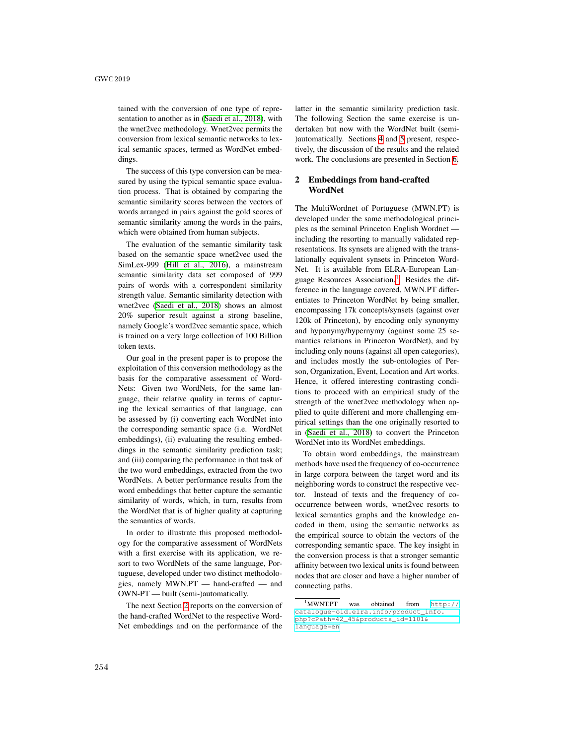tained with the conversion of one type of representation to another as in (Saedi et al., 2018), with the wnet2vec methodology. Wnet2vec permits the conversion from lexical semantic networks to lexical semantic spaces, termed as WordNet embeddings.

The success of this type conversion can be measured by using the typical semantic space evaluation process. That is obtained by comparing the semantic similarity scores between the vectors of words arranged in pairs against the gold scores of semantic similarity among the words in the pairs, which were obtained from human subjects.

The evaluation of the semantic similarity task based on the semantic space wnet2vec used the SimLex-999 (Hill et al., 2016), a mainstream semantic similarity data set composed of 999 pairs of words with a correspondent similarity strength value. Semantic similarity detection with wnet2vec (Saedi et al., 2018) shows an almost 20% superior result against a strong baseline, namely Google's word2vec semantic space, which is trained on a very large collection of 100 Billion token texts.

Our goal in the present paper is to propose the exploitation of this conversion methodology as the basis for the comparative assessment of WordNets: Given two WordNets, for the same language, their relative quality in terms of capturing the lexical semantics of that language, can be assessed by (i) converting each WordNet into the corresponding semantic space (i.e. WordNet embeddings), (ii) evaluating the resulting embeddings in the semantic similarity prediction task; and (iii) comparing the performance in that task of the two word embeddings, extracted from the two WordNets. A better performance results from the word embeddings that better capture the semantic similarity of words, which, in turn, results from the WordNet that is of higher quality at capturing the semantics of words.

In order to illustrate this proposed methodology for the comparative assessment of WordNets with a first exercise with its application, we resort to two WordNets of the same language, Portuguese, developed under two distinct methodologies, namely MWN.PT — hand-crafted — and OWN-PT — built (semi-)automatically.

The next Section 2 reports on the conversion of the hand-crafted WordNet to the respective WordNet embeddings and on the performance of the latter in the semantic similarity prediction task. The following Section the same exercise is undertaken but now with the WordNet built (semi-)automatically. Sections 4 and 5 present, respectively, the discussion of the results and the related work. The conclusions are presented in Section 6.

## 2 Embeddings from hand-crafted WordNet

The MultiWordnet of Portuguese (MWN.PT) is developed under the same methodological principles as the seminal Princeton English Wordnet — including the resorting to manually validated representations. Its synsets are aligned with the translationally equivalent synsets in Princeton WordNet. It is available from ELRA-European Language Resources Association.[1] Besides the difference in the language covered, MWN.PT differentiates to Princeton WordNet by being smaller, encompassing 17k concepts/synsets (against over 120k of Princeton), by encoding only synonymy and hyponymy/hypernymy (against some 25 semantics relations in Princeton WordNet), and by including only nouns (against all open categories), and includes mostly the sub-ontologies of Person, Organization, Event, Location and Art works. Hence, it offered interesting contrasting conditions to proceed with an empirical study of the strength of the wnet2vec methodology when applied to quite different and more challenging empirical settings than the one originally resorted to in (Saedi et al., 2018) to convert the Princeton WordNet into its WordNet embeddings.

To obtain word embeddings, the mainstream methods have used the frequency of co-occurrence in large corpora between the target word and its neighboring words to construct the respective vector. Instead of texts and the frequency of co-occurrence between words, wnet2vec resorts to lexical semantics graphs and the knowledge encoded in them, using the semantic networks as the empirical source to obtain the vectors of the corresponding semantic space. The key insight in the conversion process is that a stronger semantic affinity between two lexical units is found between nodes that are closer and have a higher number of connecting paths.

[1] MWNT.PT was obtained from http://catalogue-old.elra.info/product_info.php?cPath=42_45&products_id=1101&language=en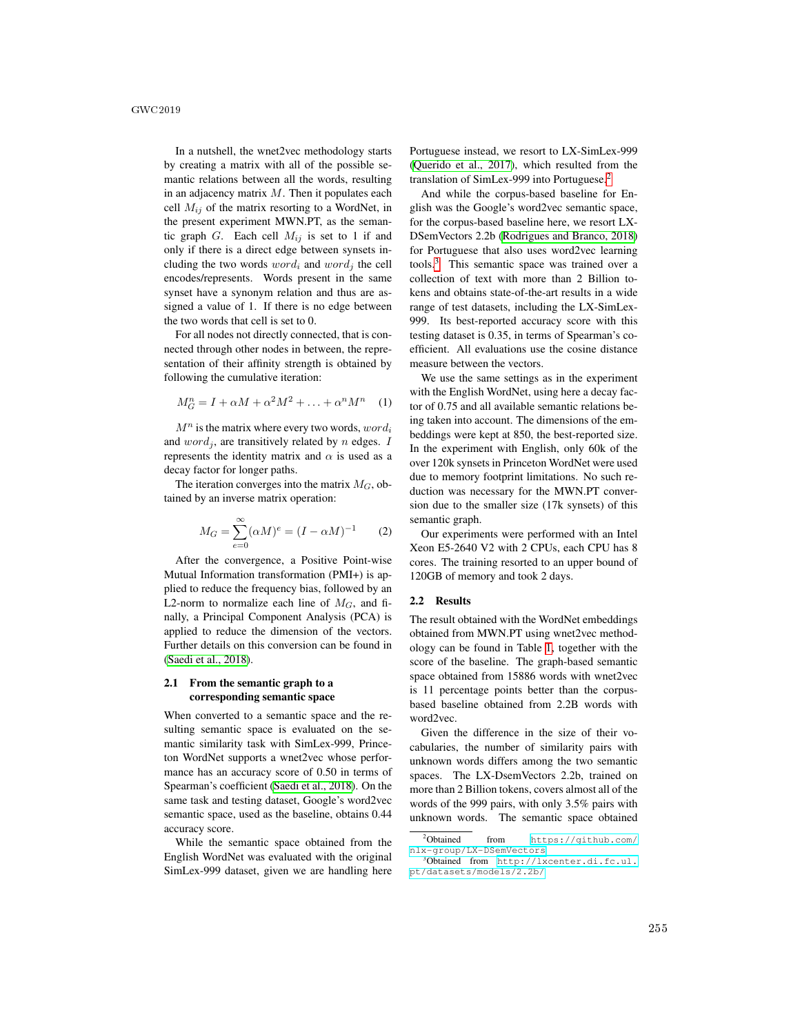In a nutshell, the wnet2vec methodology starts by creating a matrix with all of the possible semantic relations between all the words, resulting in an adjacency matrix $M$. Then it populates each cell $M_{ij}$ of the matrix resorting to a WordNet, in the present experiment MWN.PT, as the semantic graph $G$. Each cell $M_{ij}$ is set to 1 if and only if there is a direct edge between synsets including the two words $word_i$ and $word_j$ the cell encodes/represents. Words present in the same synset have a synonym relation and thus are assigned a value of 1. If there is no edge between the two words that cell is set to 0.

For all nodes not directly connected, that is connected through other nodes in between, the representation of their affinity strength is obtained by following the cumulative iteration:

$$M_G^n = I + \alpha M + \alpha^2 M^2 + \ldots + \alpha^n M^n \quad (1)$$

$M^n$ is the matrix where every two words, $word_i$ and $word_j$, are transitively related by $n$ edges. $I$ represents the identity matrix and $\alpha$ is used as a decay factor for longer paths.

The iteration converges into the matrix $M_G$, obtained by an inverse matrix operation:

$$M_G = \sum_{e=0}^{\infty} (\alpha M)^e = (I - \alpha M)^{-1} \quad (2)$$

After the convergence, a Positive Point-wise Mutual Information transformation (PMI+) is applied to reduce the frequency bias, followed by an L2-norm to normalize each line of $M_G$, and finally, a Principal Component Analysis (PCA) is applied to reduce the dimension of the vectors. Further details on this conversion can be found in (Saedi et al., 2018).

### 2.1 From the semantic graph to a corresponding semantic space

When converted to a semantic space and the resulting semantic space is evaluated on the semantic similarity task with SimLex-999, Princeton WordNet supports a wnet2vec whose performance has an accuracy score of 0.50 in terms of Spearman's coefficient (Saedi et al., 2018). On the same task and testing dataset, Google's word2vec semantic space, used as the baseline, obtains 0.44 accuracy score.

While the semantic space obtained from the English WordNet was evaluated with the original SimLex-999 dataset, given we are handling here Portuguese instead, we resort to LX-SimLex-999 (Querido et al., 2017), which resulted from the translation of SimLex-999 into Portuguese.[2]

And while the corpus-based baseline for English was the Google's word2vec semantic space, for the corpus-based baseline here, we resort LX-DSemVectors 2.2b (Rodrigues and Branco, 2018) for Portuguese that also uses word2vec learning tools.[3] This semantic space was trained over a collection of text with more than 2 Billion tokens and obtains state-of-the-art results in a wide range of test datasets, including the LX-SimLex-999. Its best-reported accuracy score with this testing dataset is 0.35, in terms of Spearman's coefficient. All evaluations use the cosine distance measure between the vectors.

We use the same settings as in the experiment with the English WordNet, using here a decay factor of 0.75 and all available semantic relations being taken into account. The dimensions of the embeddings were kept at 850, the best-reported size. In the experiment with English, only 60k of the over 120k synsets in Princeton WordNet were used due to memory footprint limitations. No such reduction was necessary for the MWN.PT conversion due to the smaller size (17k synsets) of this semantic graph.

Our experiments were performed with an Intel Xeon E5-2640 V2 with 2 CPUs, each CPU has 8 cores. The training resorted to an upper bound of 120GB of memory and took 2 days.

### 2.2 Results

The result obtained with the WordNet embeddings obtained from MWN.PT using wnet2vec methodology can be found in Table 1, together with the score of the baseline. The graph-based semantic space obtained from 15886 words with wnet2vec is 11 percentage points better than the corpus-based baseline obtained from 2.2B words with word2vec.

Given the difference in the size of their vocabularies, the number of similarity pairs with unknown words differs among the two semantic spaces. The LX-DsemVectors 2.2b, trained on more than 2 Billion tokens, covers almost all of the words of the 999 pairs, with only 3.5% pairs with unknown words. The semantic space obtained

[2] Obtained from https://github.com/nlx-group/LX-DSemVectors

[3] Obtained from http://lxcenter.di.fc.ul.pt/datasets/models/2.2b/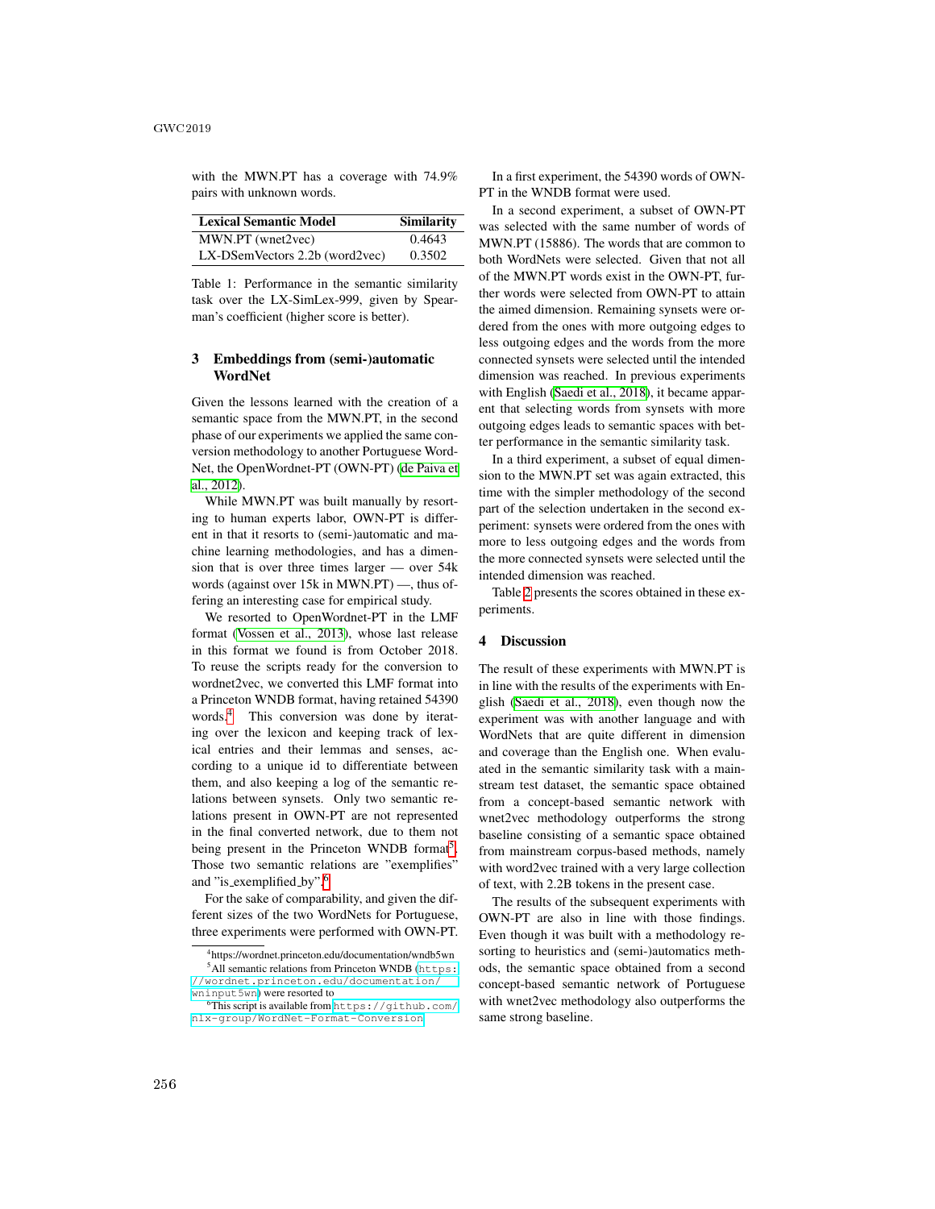with the MWN.PT has a coverage with 74.9% pairs with unknown words.

| Lexical Semantic Model | Similarity |
|---|---|
| MWN.PT (wnet2vec) | 0.4643 |
| LX-DSemVectors 2.2b (word2vec) | 0.3502 |

Table 1: Performance in the semantic similarity task over the LX-SimLex-999, given by Spearman's coefficient (higher score is better).

## 3 Embeddings from (semi-)automatic WordNet

Given the lessons learned with the creation of a semantic space from the MWN.PT, in the second phase of our experiments we applied the same conversion methodology to another Portuguese WordNet, the OpenWordnet-PT (OWN-PT) (de Paiva et al., 2012).

While MWN.PT was built manually by resorting to human experts labor, OWN-PT is different in that it resorts to (semi-)automatic and machine learning methodologies, and has a dimension that is over three times larger — over 54k words (against over 15k in MWN.PT) —, thus offering an interesting case for empirical study.

We resorted to OpenWordnet-PT in the LMF format (Vossen et al., 2013), whose last release in this format we found is from October 2018. To reuse the scripts ready for the conversion to wordnet2vec, we converted this LMF format into a Princeton WNDB format, having retained 54390 words.[4] This conversion was done by iterating over the lexicon and keeping track of lexical entries and their lemmas and senses, according to a unique id to differentiate between them, and also keeping a log of the semantic relations between synsets. Only two semantic relations present in OWN-PT are not represented in the final converted network, due to them not being present in the Princeton WNDB format[5]. Those two semantic relations are "exemplifies" and "is_exemplified_by".[6]

For the sake of comparability, and given the different sizes of the two WordNets for Portuguese, three experiments were performed with OWN-PT.

In a first experiment, the 54390 words of OWN-PT in the WNDB format were used.

In a second experiment, a subset of OWN-PT was selected with the same number of words of MWN.PT (15886). The words that are common to both WordNets were selected. Given that not all of the MWN.PT words exist in the OWN-PT, further words were selected from OWN-PT to attain the aimed dimension. Remaining synsets were ordered from the ones with more outgoing edges to less outgoing edges and the words from the more connected synsets were selected until the intended dimension was reached. In previous experiments with English (Saedi et al., 2018), it became apparent that selecting words from synsets with more outgoing edges leads to semantic spaces with better performance in the semantic similarity task.

In a third experiment, a subset of equal dimension to the MWN.PT set was again extracted, this time with the simpler methodology of the second part of the selection undertaken in the second experiment: synsets were ordered from the ones with more to less outgoing edges and the words from the more connected synsets were selected until the intended dimension was reached.

Table 2 presents the scores obtained in these experiments.

## 4 Discussion

The result of these experiments with MWN.PT is in line with the results of the experiments with English (Saedi et al., 2018), even though now the experiment was with another language and with WordNets that are quite different in dimension and coverage than the English one. When evaluated in the semantic similarity task with a mainstream test dataset, the semantic space obtained from a concept-based semantic network with wnet2vec methodology outperforms the strong baseline consisting of a semantic space obtained from mainstream corpus-based methods, namely with word2vec trained with a very large collection of text, with 2.2B tokens in the present case.

The results of the subsequent experiments with OWN-PT are also in line with those findings. Even though it was built with a methodology resorting to heuristics and (semi-)automatics methods, the semantic space obtained from a second concept-based semantic network of Portuguese with wnet2vec methodology also outperforms the same strong baseline.

[4] https://wordnet.princeton.edu/documentation/wndb5wn

[5] All semantic relations from Princeton WNDB (https://wordnet.princeton.edu/documentation/wninput5wn) were resorted to

[6] This script is available from https://github.com/nlx-group/WordNet-Format-Conversion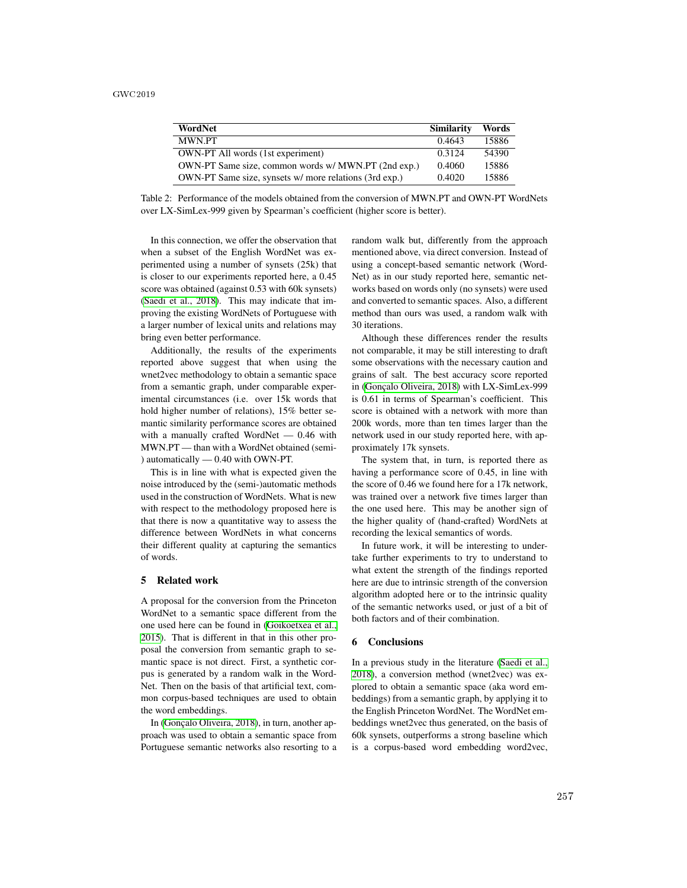| WordNet | Similarity | Words |
|---|---|---|
| MWN.PT | 0.4643 | 15886 |
| OWN-PT All words (1st experiment) | 0.3124 | 54390 |
| OWN-PT Same size, common words w/ MWN.PT (2nd exp.) | 0.4060 | 15886 |
| OWN-PT Same size, synsets w/ more relations (3rd exp.) | 0.4020 | 15886 |

Table 2: Performance of the models obtained from the conversion of MWN.PT and OWN-PT WordNets over LX-SimLex-999 given by Spearman's coefficient (higher score is better).

In this connection, we offer the observation that when a subset of the English WordNet was experimented using a number of synsets (25k) that is closer to our experiments reported here, a 0.45 score was obtained (against 0.53 with 60k synsets) (Saedi et al., 2018). This may indicate that improving the existing WordNets of Portuguese with a larger number of lexical units and relations may bring even better performance.

Additionally, the results of the experiments reported above suggest that when using the wnet2vec methodology to obtain a semantic space from a semantic graph, under comparable experimental circumstances (i.e. over 15k words that hold higher number of relations), 15% better semantic similarity performance scores are obtained with a manually crafted WordNet — 0.46 with MWN.PT — than with a WordNet obtained (semi-) automatically — 0.40 with OWN-PT.

This is in line with what is expected given the noise introduced by the (semi-)automatic methods used in the construction of WordNets. What is new with respect to the methodology proposed here is that there is now a quantitative way to assess the difference between WordNets in what concerns their different quality at capturing the semantics of words.

## 5 Related work

A proposal for the conversion from the Princeton WordNet to a semantic space different from the one used here can be found in (Goikoetxea et al., 2015). That is different in that in this other proposal the conversion from semantic graph to semantic space is not direct. First, a synthetic corpus is generated by a random walk in the WordNet. Then on the basis of that artificial text, common corpus-based techniques are used to obtain the word embeddings.

In (Gonçalo Oliveira, 2018), in turn, another approach was used to obtain a semantic space from Portuguese semantic networks also resorting to a random walk but, differently from the approach mentioned above, via direct conversion. Instead of using a concept-based semantic network (WordNet) as in our study reported here, semantic networks based on words only (no synsets) were used and converted to semantic spaces. Also, a different method than ours was used, a random walk with 30 iterations.

Although these differences render the results not comparable, it may be still interesting to draft some observations with the necessary caution and grains of salt. The best accuracy score reported in (Gonçalo Oliveira, 2018) with LX-SimLex-999 is 0.61 in terms of Spearman's coefficient. This score is obtained with a network with more than 200k words, more than ten times larger than the network used in our study reported here, with approximately 17k synsets.

The system that, in turn, is reported there as having a performance score of 0.45, in line with the score of 0.46 we found here for a 17k network, was trained over a network five times larger than the one used here. This may be another sign of the higher quality of (hand-crafted) WordNets at recording the lexical semantics of words.

In future work, it will be interesting to undertake further experiments to try to understand to what extent the strength of the findings reported here are due to intrinsic strength of the conversion algorithm adopted here or to the intrinsic quality of the semantic networks used, or just of a bit of both factors and of their combination.

## 6 Conclusions

In a previous study in the literature (Saedi et al., 2018), a conversion method (wnet2vec) was explored to obtain a semantic space (aka word embeddings) from a semantic graph, by applying it to the English Princeton WordNet. The WordNet embeddings wnet2vec thus generated, on the basis of 60k synsets, outperforms a strong baseline which is a corpus-based word embedding word2vec,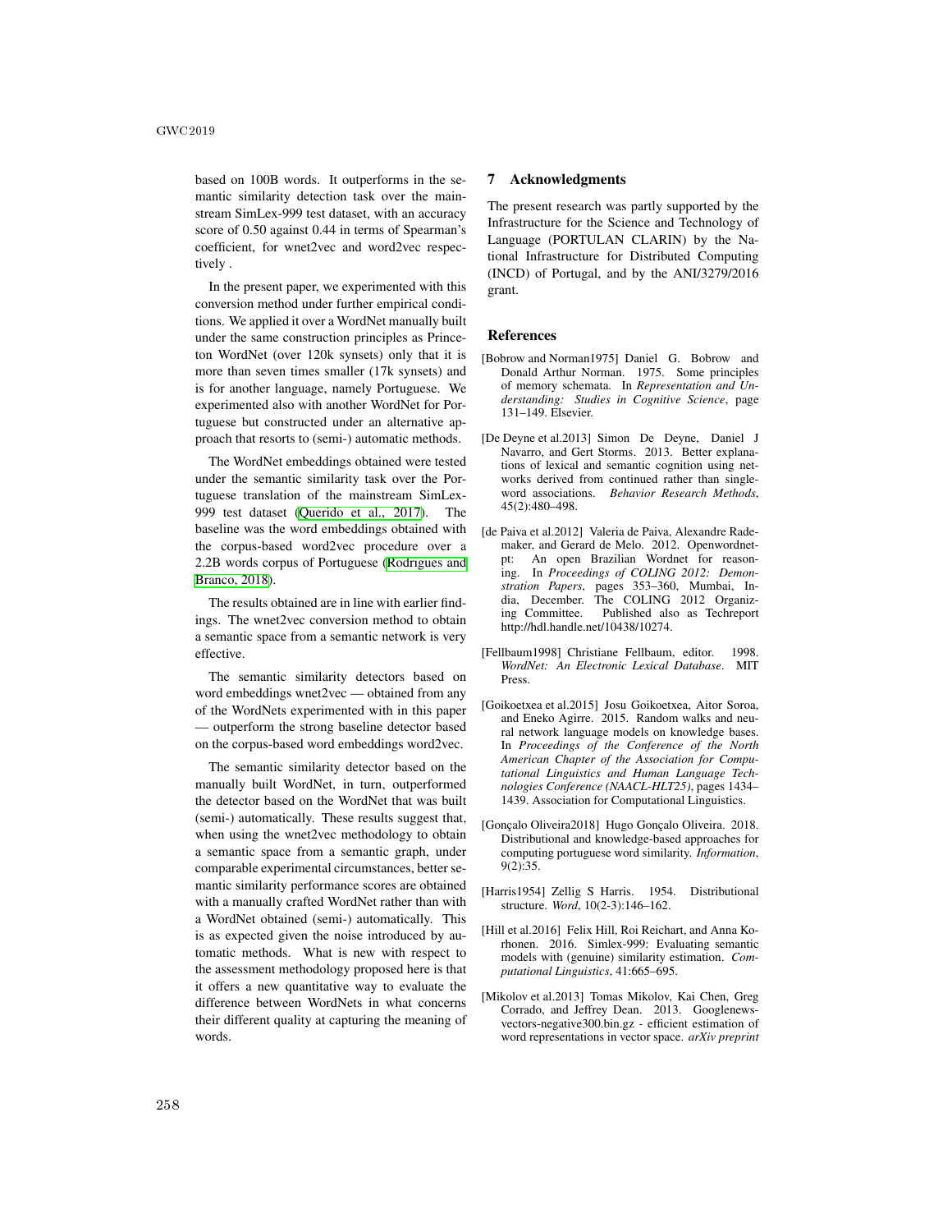based on 100B words. It outperforms in the semantic similarity detection task over the mainstream SimLex-999 test dataset, with an accuracy score of 0.50 against 0.44 in terms of Spearman's coefficient, for wnet2vec and word2vec respectively .

In the present paper, we experimented with this conversion method under further empirical conditions. We applied it over a WordNet manually built under the same construction principles as Princeton WordNet (over 120k synsets) only that it is more than seven times smaller (17k synsets) and is for another language, namely Portuguese. We experimented also with another WordNet for Portuguese but constructed under an alternative approach that resorts to (semi-) automatic methods.

The WordNet embeddings obtained were tested under the semantic similarity task over the Portuguese translation of the mainstream SimLex-999 test dataset (Querido et al., 2017). The baseline was the word embeddings obtained with the corpus-based word2vec procedure over a 2.2B words corpus of Portuguese (Rodrigues and Branco, 2018).

The results obtained are in line with earlier findings. The wnet2vec conversion method to obtain a semantic space from a semantic network is very effective.

The semantic similarity detectors based on word embeddings wnet2vec — obtained from any of the WordNets experimented with in this paper — outperform the strong baseline detector based on the corpus-based word embeddings word2vec.

The semantic similarity detector based on the manually built WordNet, in turn, outperformed the detector based on the WordNet that was built (semi-) automatically. These results suggest that, when using the wnet2vec methodology to obtain a semantic space from a semantic graph, under comparable experimental circumstances, better semantic similarity performance scores are obtained with a manually crafted WordNet rather than with a WordNet obtained (semi-) automatically. This is as expected given the noise introduced by automatic methods. What is new with respect to the assessment methodology proposed here is that it offers a new quantitative way to evaluate the difference between WordNets in what concerns their different quality at capturing the meaning of words.

## 7 Acknowledgments

The present research was partly supported by the Infrastructure for the Science and Technology of Language (PORTULAN CLARIN) by the National Infrastructure for Distributed Computing (INCD) of Portugal, and by the ANI/3279/2016 grant.

## References

[Bobrow and Norman1975] Daniel G. Bobrow and Donald Arthur Norman. 1975. Some principles of memory schemata. In *Representation and Understanding: Studies in Cognitive Science*, page 131–149. Elsevier.

[De Deyne et al.2013] Simon De Deyne, Daniel J Navarro, and Gert Storms. 2013. Better explanations of lexical and semantic cognition using networks derived from continued rather than single-word associations. *Behavior Research Methods*, 45(2):480–498.

[de Paiva et al.2012] Valeria de Paiva, Alexandre Rademaker, and Gerard de Melo. 2012. Openwordnet-pt: An open Brazilian Wordnet for reasoning. In *Proceedings of COLING 2012: Demonstration Papers*, pages 353–360, Mumbai, India, December. The COLING 2012 Organizing Committee. Published also as Techreport http://hdl.handle.net/10438/10274.

[Fellbaum1998] Christiane Fellbaum, editor. 1998. *WordNet: An Electronic Lexical Database*. MIT Press.

[Goikoetxea et al.2015] Josu Goikoetxea, Aitor Soroa, and Eneko Agirre. 2015. Random walks and neural network language models on knowledge bases. In *Proceedings of the Conference of the North American Chapter of the Association for Computational Linguistics and Human Language Technologies Conference (NAACL-HLT25)*, pages 1434–1439. Association for Computational Linguistics.

[Gonçalo Oliveira2018] Hugo Gonçalo Oliveira. 2018. Distributional and knowledge-based approaches for computing portuguese word similarity. *Information*, 9(2):35.

[Harris1954] Zellig S Harris. 1954. Distributional structure. *Word*, 10(2-3):146–162.

[Hill et al.2016] Felix Hill, Roi Reichart, and Anna Korhonen. 2016. Simlex-999: Evaluating semantic models with (genuine) similarity estimation. *Computational Linguistics*, 41:665–695.

[Mikolov et al.2013] Tomas Mikolov, Kai Chen, Greg Corrado, and Jeffrey Dean. 2013. Googlenews-vectors-negative300.bin.gz - efficient estimation of word representations in vector space. *arXiv preprint*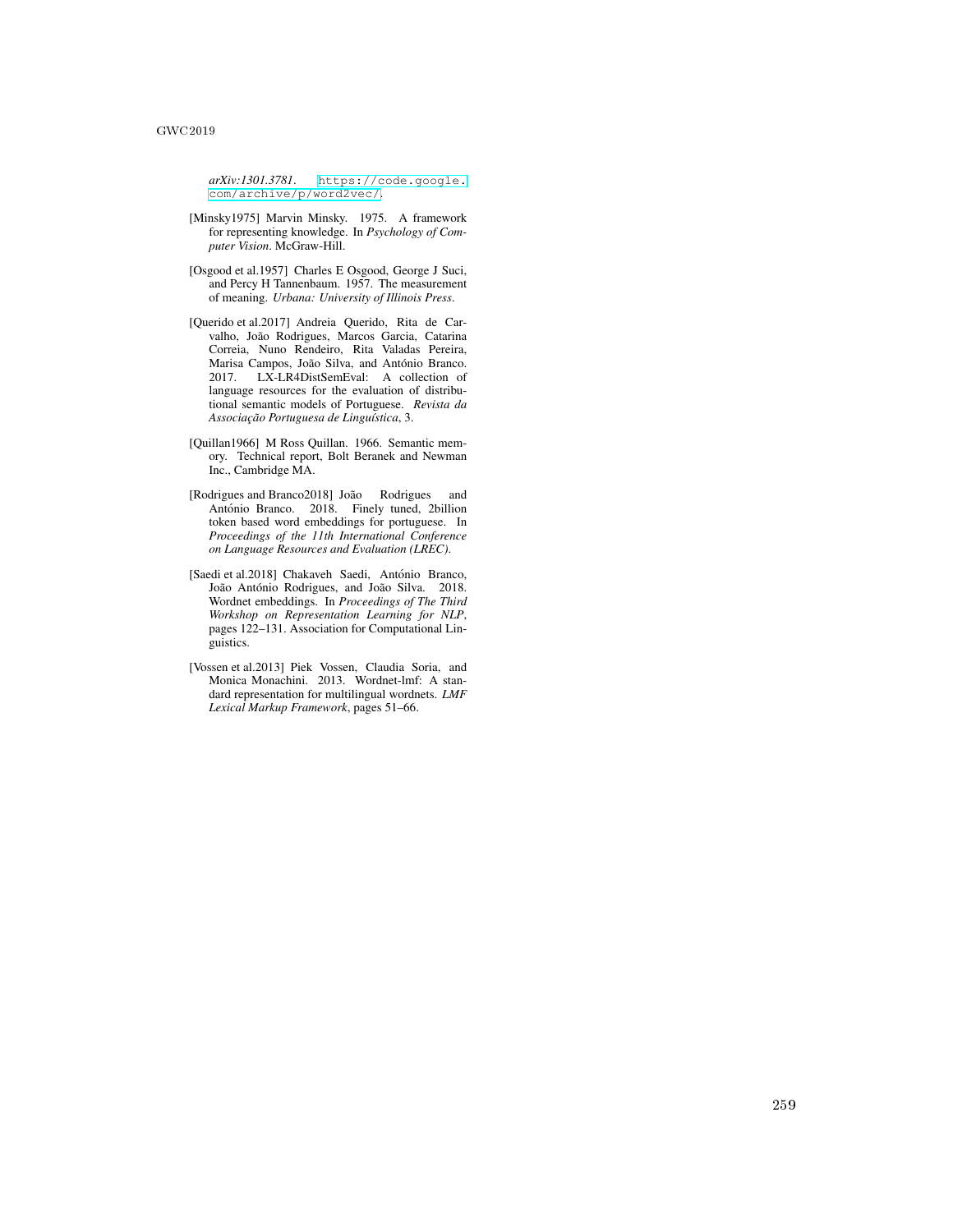*arXiv:1301.3781*. https://code.google.com/archive/p/word2vec/.

[Minsky1975] Marvin Minsky. 1975. A framework for representing knowledge. In *Psychology of Computer Vision*. McGraw-Hill.

[Osgood et al.1957] Charles E Osgood, George J Suci, and Percy H Tannenbaum. 1957. The measurement of meaning. *Urbana: University of Illinois Press*.

[Querido et al.2017] Andreia Querido, Rita de Carvalho, João Rodrigues, Marcos Garcia, Catarina Correia, Nuno Rendeiro, Rita Valadas Pereira, Marisa Campos, João Silva, and António Branco. 2017. LX-LR4DistSemEval: A collection of language resources for the evaluation of distributional semantic models of Portuguese. *Revista da Associação Portuguesa de Linguística*, 3.

[Quillan1966] M Ross Quillan. 1966. Semantic memory. Technical report, Bolt Beranek and Newman Inc., Cambridge MA.

[Rodrigues and Branco2018] João Rodrigues and António Branco. 2018. Finely tuned, 2billion token based word embeddings for portuguese. In *Proceedings of the 11th International Conference on Language Resources and Evaluation (LREC)*.

[Saedi et al.2018] Chakaveh Saedi, António Branco, João António Rodrigues, and João Silva. 2018. Wordnet embeddings. In *Proceedings of The Third Workshop on Representation Learning for NLP*, pages 122–131. Association for Computational Linguistics.

[Vossen et al.2013] Piek Vossen, Claudia Soria, and Monica Monachini. 2013. Wordnet-lmf: A standard representation for multilingual wordnets. *LMF Lexical Markup Framework*, pages 51–66.